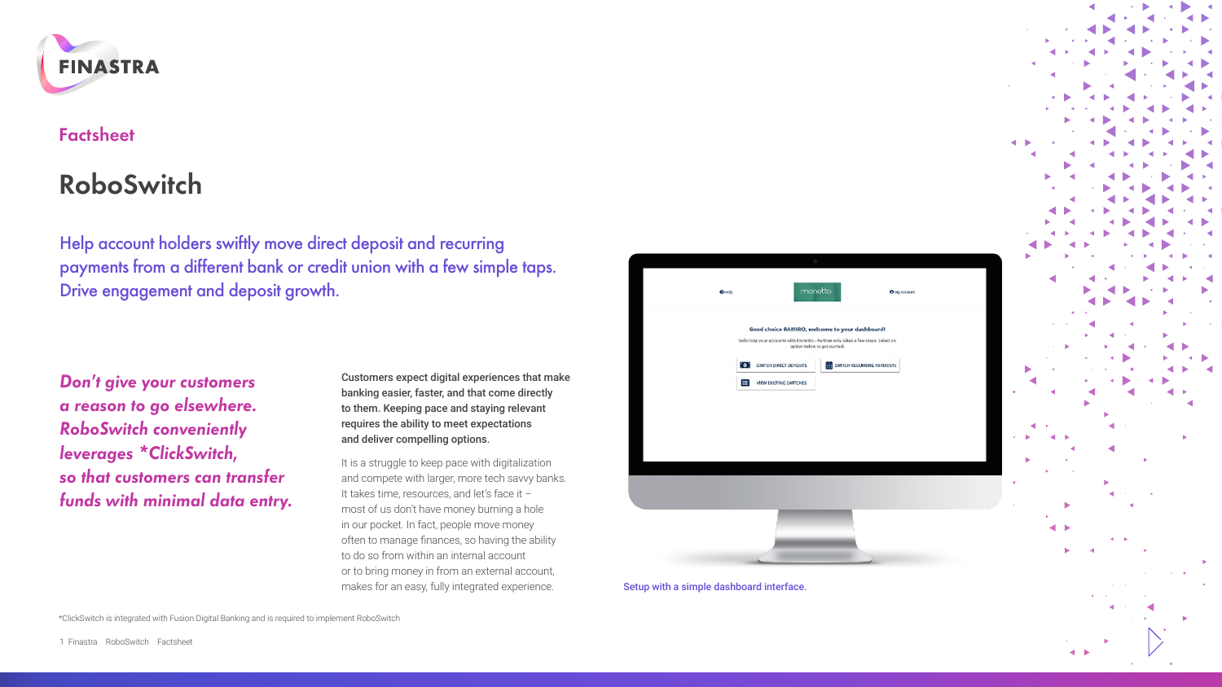Factsheet

# RoboSwitch

## Help account holders swiftly move direct deposit and recurring payments from a different bank or credit union with a few simple taps. Drive engagement and deposit growth.

***Don't give your customers a reason to go elsewhere. RoboSwitch conveniently leverages *ClickSwitch, so that customers can transfer funds with minimal data entry.***

**Customers expect digital experiences that make banking easier, faster, and that come directly to them. Keeping pace and staying relevant requires the ability to meet expectations and deliver compelling options.**

It is a struggle to keep pace with digitalization and compete with larger, more tech savvy banks. It takes time, resources, and let's face it – most of us don't have money burning a hole in our pocket. In fact, people move money often to manage finances, so having the ability to do so from within an internal account or to bring money in from an external account, makes for an easy, fully integrated experience.

Setup with a simple dashboard interface.

*ClickSwitch is integrated with Fusion Digital Banking and is required to implement RoboSwitch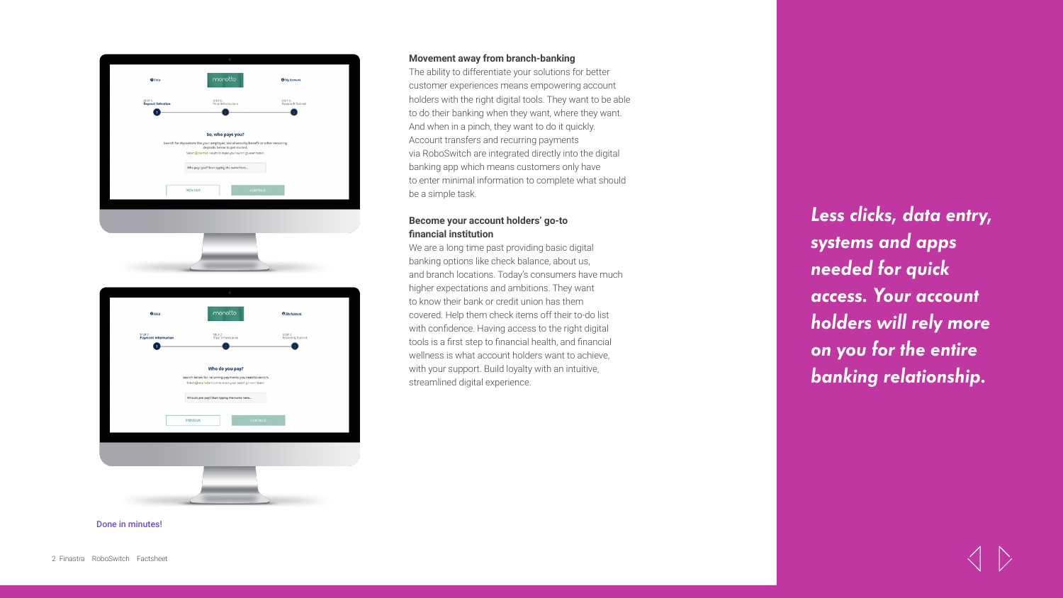Done in minutes!

### Movement away from branch-banking

The ability to differentiate your solutions for better customer experiences means empowering account holders with the right digital tools. They want to be able to do their banking when they want, where they want. And when in a pinch, they want to do it quickly. Account transfers and recurring payments via RoboSwitch are integrated directly into the digital banking app which means customers only have to enter minimal information to complete what should be a simple task.

### Become your account holders' go-to financial institution

We are a long time past providing basic digital banking options like check balance, about us, and branch locations. Today's consumers have much higher expectations and ambitions. They want to know their bank or credit union has them covered. Help them check items off their to-do list with confidence. Having access to the right digital tools is a first step to financial health, and financial wellness is what account holders want to achieve, with your support. Build loyalty with an intuitive, streamlined digital experience.

***Less clicks, data entry, systems and apps needed for quick access. Your account holders will rely more on you for the entire banking relationship.***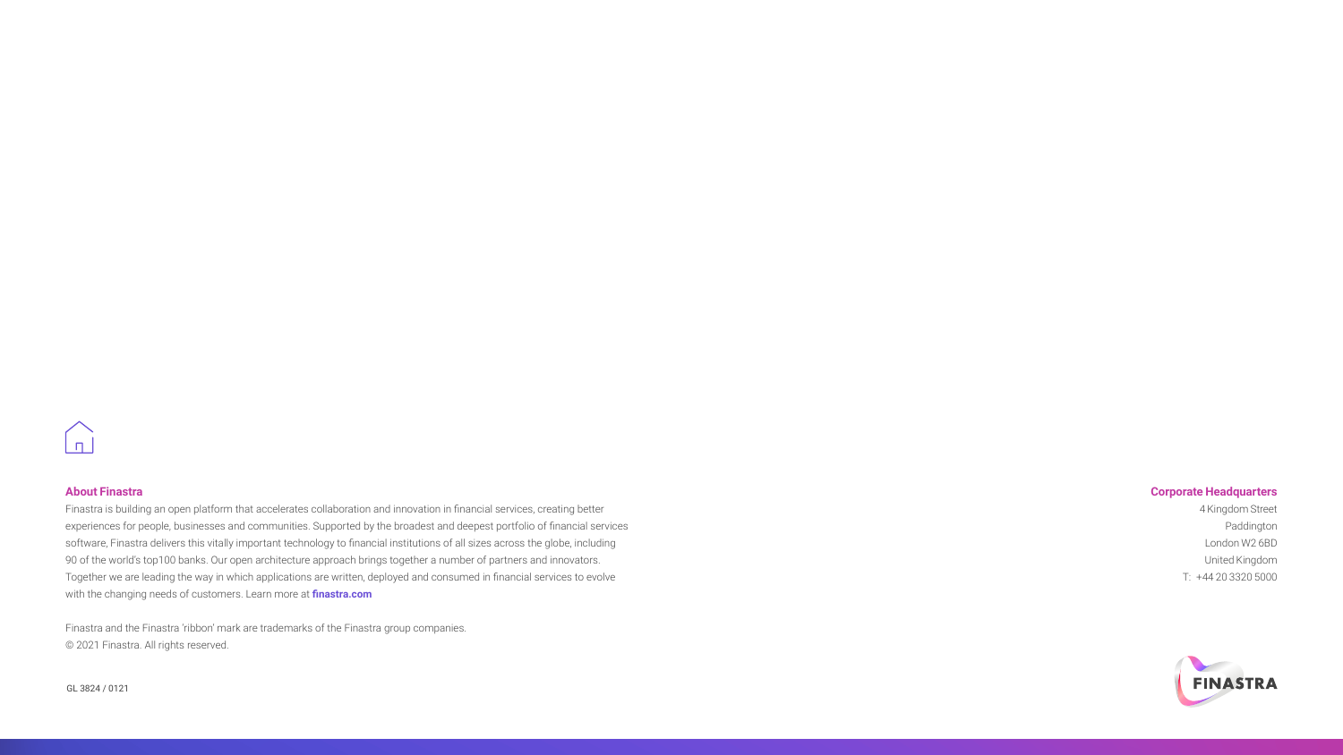## About Finastra

Finastra is building an open platform that accelerates collaboration and innovation in financial services, creating better experiences for people, businesses and communities. Supported by the broadest and deepest portfolio of financial services software, Finastra delivers this vitally important technology to financial institutions of all sizes across the globe, including 90 of the world's top100 banks. Our open architecture approach brings together a number of partners and innovators. Together we are leading the way in which applications are written, deployed and consumed in financial services to evolve with the changing needs of customers. Learn more at **finastra.com**

Finastra and the Finastra 'ribbon' mark are trademarks of the Finastra group companies.
© 2021 Finastra. All rights reserved.

GL 3824 / 0121

## Corporate Headquarters

4 Kingdom Street
Paddington
London W2 6BD
United Kingdom
T: +44 20 3320 5000